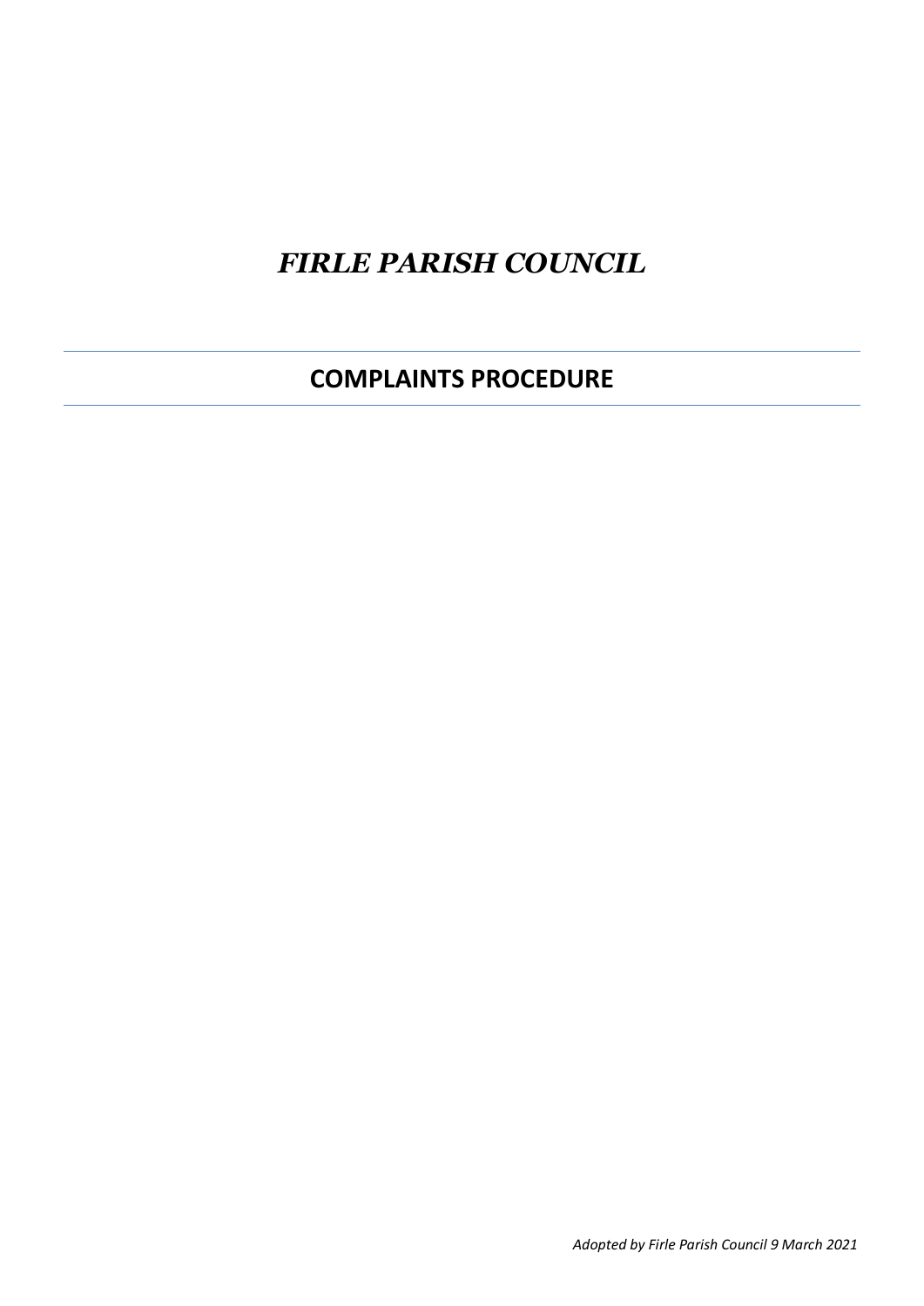# *FIRLE PARISH COUNCIL*

---

## COMPLAINTS PROCEDURE

---

*Adopted by Firle Parish Council 9 March 2021*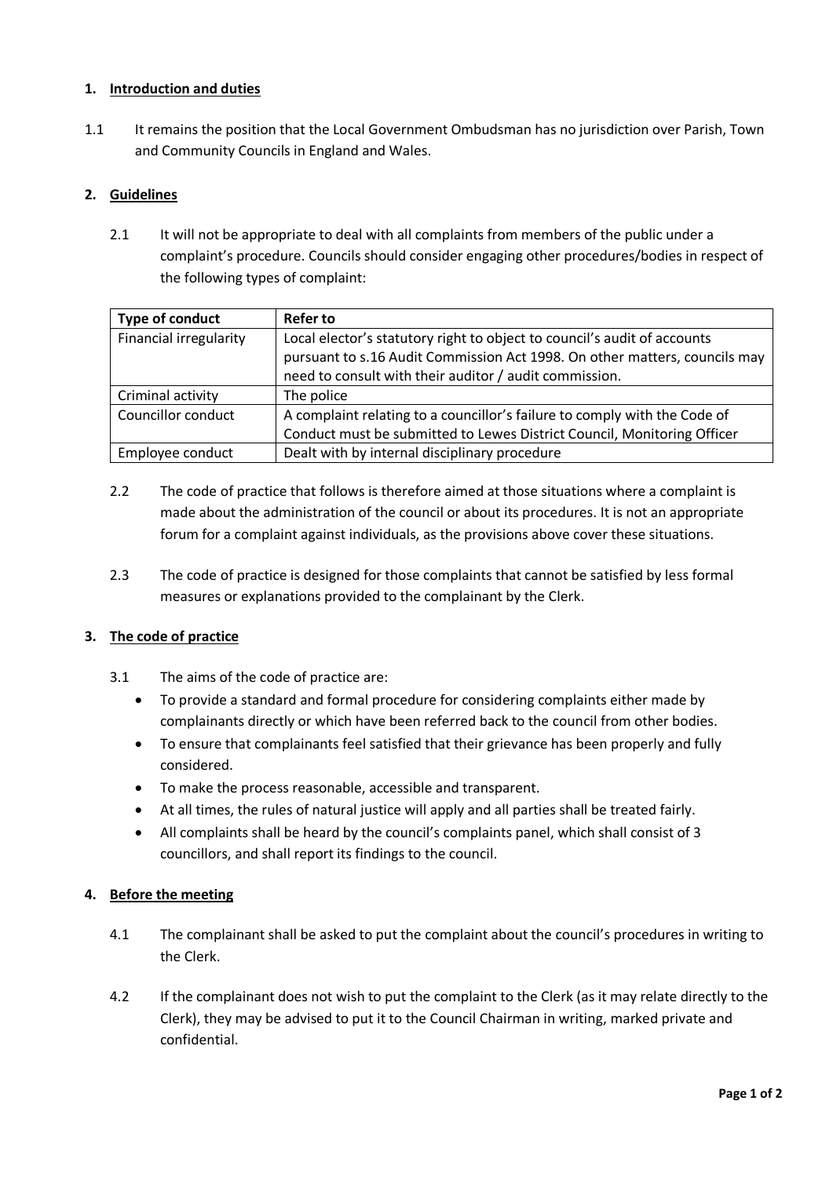## 1. Introduction and duties

1.1 It remains the position that the Local Government Ombudsman has no jurisdiction over Parish, Town and Community Councils in England and Wales.

## 2. Guidelines

2.1 It will not be appropriate to deal with all complaints from members of the public under a complaint's procedure. Councils should consider engaging other procedures/bodies in respect of the following types of complaint:

| Type of conduct | Refer to |
|---|---|
| Financial irregularity | Local elector's statutory right to object to council's audit of accounts pursuant to s.16 Audit Commission Act 1998. On other matters, councils may need to consult with their auditor / audit commission. |
| Criminal activity | The police |
| Councillor conduct | A complaint relating to a councillor's failure to comply with the Code of Conduct must be submitted to Lewes District Council, Monitoring Officer |
| Employee conduct | Dealt with by internal disciplinary procedure |

2.2 The code of practice that follows is therefore aimed at those situations where a complaint is made about the administration of the council or about its procedures. It is not an appropriate forum for a complaint against individuals, as the provisions above cover these situations.

2.3 The code of practice is designed for those complaints that cannot be satisfied by less formal measures or explanations provided to the complainant by the Clerk.

## 3. The code of practice

3.1 The aims of the code of practice are:

- To provide a standard and formal procedure for considering complaints either made by complainants directly or which have been referred back to the council from other bodies.
- To ensure that complainants feel satisfied that their grievance has been properly and fully considered.
- To make the process reasonable, accessible and transparent.
- At all times, the rules of natural justice will apply and all parties shall be treated fairly.
- All complaints shall be heard by the council's complaints panel, which shall consist of 3 councillors, and shall report its findings to the council.

## 4. Before the meeting

4.1 The complainant shall be asked to put the complaint about the council's procedures in writing to the Clerk.

4.2 If the complainant does not wish to put the complaint to the Clerk (as it may relate directly to the Clerk), they may be advised to put it to the Council Chairman in writing, marked private and confidential.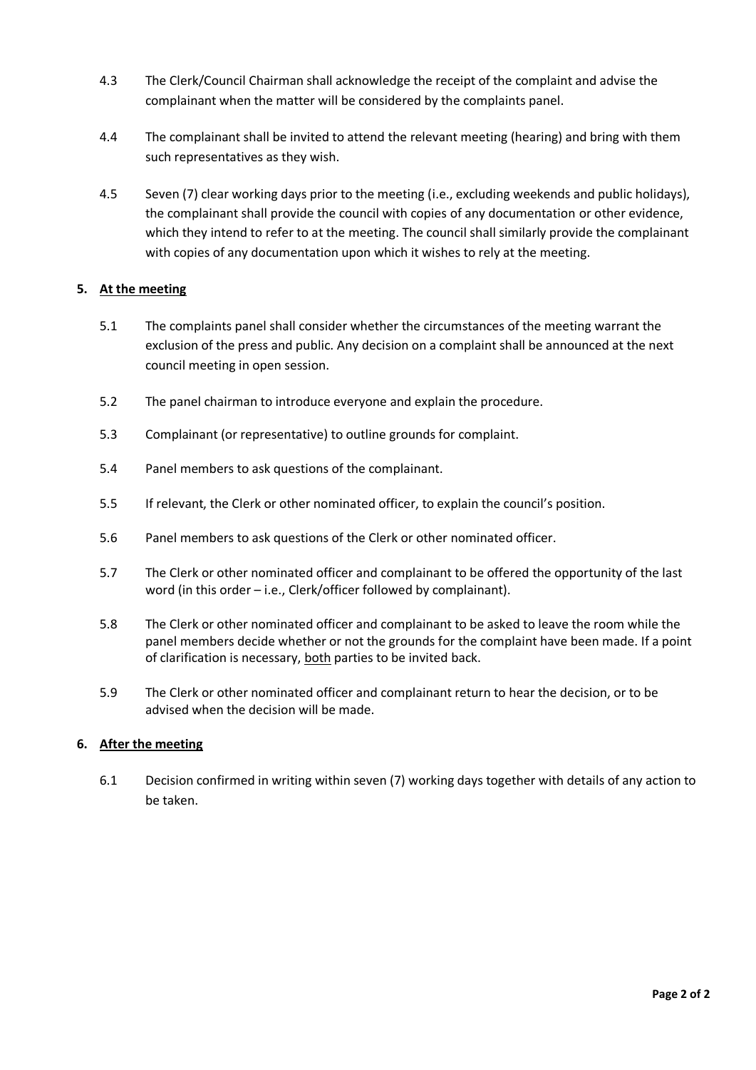4.3 The Clerk/Council Chairman shall acknowledge the receipt of the complaint and advise the complainant when the matter will be considered by the complaints panel.

4.4 The complainant shall be invited to attend the relevant meeting (hearing) and bring with them such representatives as they wish.

4.5 Seven (7) clear working days prior to the meeting (i.e., excluding weekends and public holidays), the complainant shall provide the council with copies of any documentation or other evidence, which they intend to refer to at the meeting. The council shall similarly provide the complainant with copies of any documentation upon which it wishes to rely at the meeting.

## 5. At the meeting

5.1 The complaints panel shall consider whether the circumstances of the meeting warrant the exclusion of the press and public. Any decision on a complaint shall be announced at the next council meeting in open session.

5.2 The panel chairman to introduce everyone and explain the procedure.

5.3 Complainant (or representative) to outline grounds for complaint.

5.4 Panel members to ask questions of the complainant.

5.5 If relevant, the Clerk or other nominated officer, to explain the council's position.

5.6 Panel members to ask questions of the Clerk or other nominated officer.

5.7 The Clerk or other nominated officer and complainant to be offered the opportunity of the last word (in this order – i.e., Clerk/officer followed by complainant).

5.8 The Clerk or other nominated officer and complainant to be asked to leave the room while the panel members decide whether or not the grounds for the complaint have been made. If a point of clarification is necessary, both parties to be invited back.

5.9 The Clerk or other nominated officer and complainant return to hear the decision, or to be advised when the decision will be made.

## 6. After the meeting

6.1 Decision confirmed in writing within seven (7) working days together with details of any action to be taken.